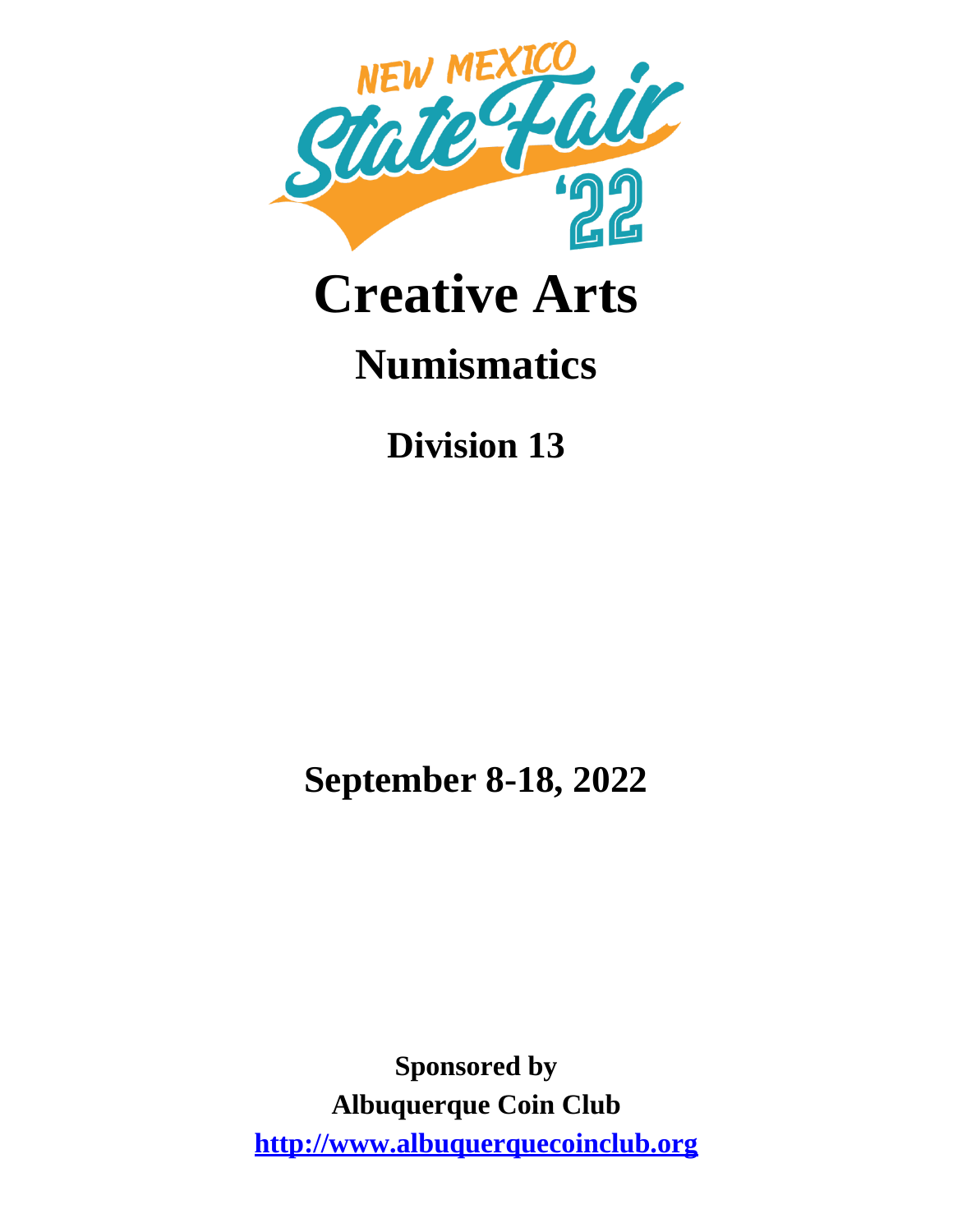NEW MEXICO State Fair '22

# Creative Arts

## Numismatics

### Division 13

**September 8-18, 2022**

**Sponsored by**

**Albuquerque Coin Club**

**[http://www.albuquerquecoinclub.org](http://www.albuquerquecoinclub.org)**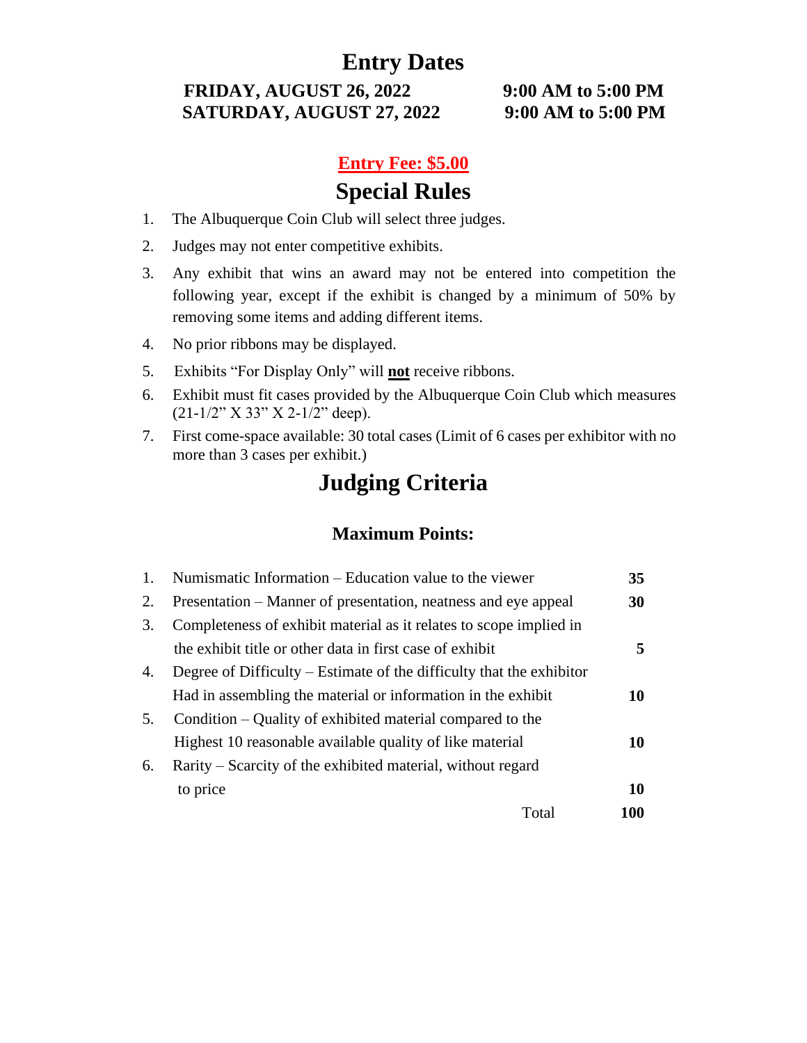# Entry Dates

**FRIDAY, AUGUST 26, 2022 9:00 AM to 5:00 PM**
**SATURDAY, AUGUST 27, 2022 9:00 AM to 5:00 PM**

**Entry Fee: $5.00**

# Special Rules

1. The Albuquerque Coin Club will select three judges.
2. Judges may not enter competitive exhibits.
3. Any exhibit that wins an award may not be entered into competition the following year, except if the exhibit is changed by a minimum of 50% by removing some items and adding different items.
4. No prior ribbons may be displayed.
5. Exhibits "For Display Only" will **not** receive ribbons.
6. Exhibit must fit cases provided by the Albuquerque Coin Club which measures (21-1/2" X 33" X 2-1/2" deep).
7. First come-space available: 30 total cases (Limit of 6 cases per exhibitor with no more than 3 cases per exhibit.)

# Judging Criteria

### Maximum Points:

| | Criteria | Points |
|---|---|---|
| 1. | Numismatic Information – Education value to the viewer | **35** |
| 2. | Presentation – Manner of presentation, neatness and eye appeal | **30** |
| 3. | Completeness of exhibit material as it relates to scope implied in the exhibit title or other data in first case of exhibit | **5** |
| 4. | Degree of Difficulty – Estimate of the difficulty that the exhibitor Had in assembling the material or information in the exhibit | **10** |
| 5. | Condition – Quality of exhibited material compared to the Highest 10 reasonable available quality of like material | **10** |
| 6. | Rarity – Scarcity of the exhibited material, without regard to price | **10** |
| | Total | **100** |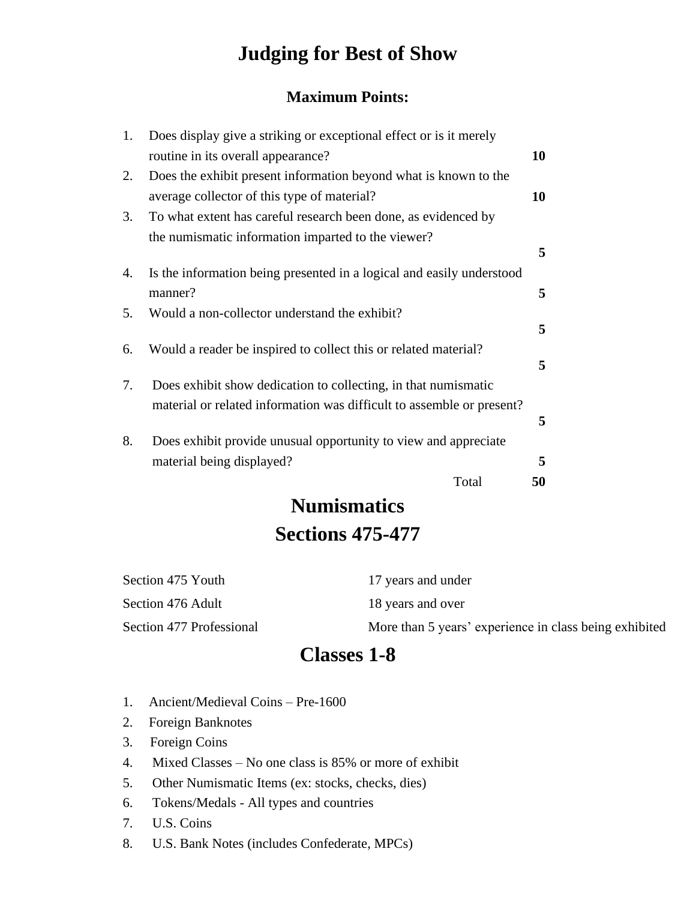# Judging for Best of Show

## Maximum Points:

| | Criterion | Points |
|---|---|---|
| 1. | Does display give a striking or exceptional effect or is it merely routine in its overall appearance? | **10** |
| 2. | Does the exhibit present information beyond what is known to the average collector of this type of material? | **10** |
| 3. | To what extent has careful research been done, as evidenced by the numismatic information imparted to the viewer? | **5** |
| 4. | Is the information being presented in a logical and easily understood manner? | **5** |
| 5. | Would a non-collector understand the exhibit? | **5** |
| 6. | Would a reader be inspired to collect this or related material? | **5** |
| 7. | Does exhibit show dedication to collecting, in that numismatic material or related information was difficult to assemble or present? | **5** |
| 8. | Does exhibit provide unusual opportunity to view and appreciate material being displayed? | **5** |
| | Total | **50** |

# Numismatics
# Sections 475-477

| Section | Eligibility |
|---|---|
| Section 475 Youth | 17 years and under |
| Section 476 Adult | 18 years and over |
| Section 477 Professional | More than 5 years' experience in class being exhibited |

# Classes 1-8

1. Ancient/Medieval Coins – Pre-1600
2. Foreign Banknotes
3. Foreign Coins
4. Mixed Classes – No one class is 85% or more of exhibit
5. Other Numismatic Items (ex: stocks, checks, dies)
6. Tokens/Medals - All types and countries
7. U.S. Coins
8. U.S. Bank Notes (includes Confederate, MPCs)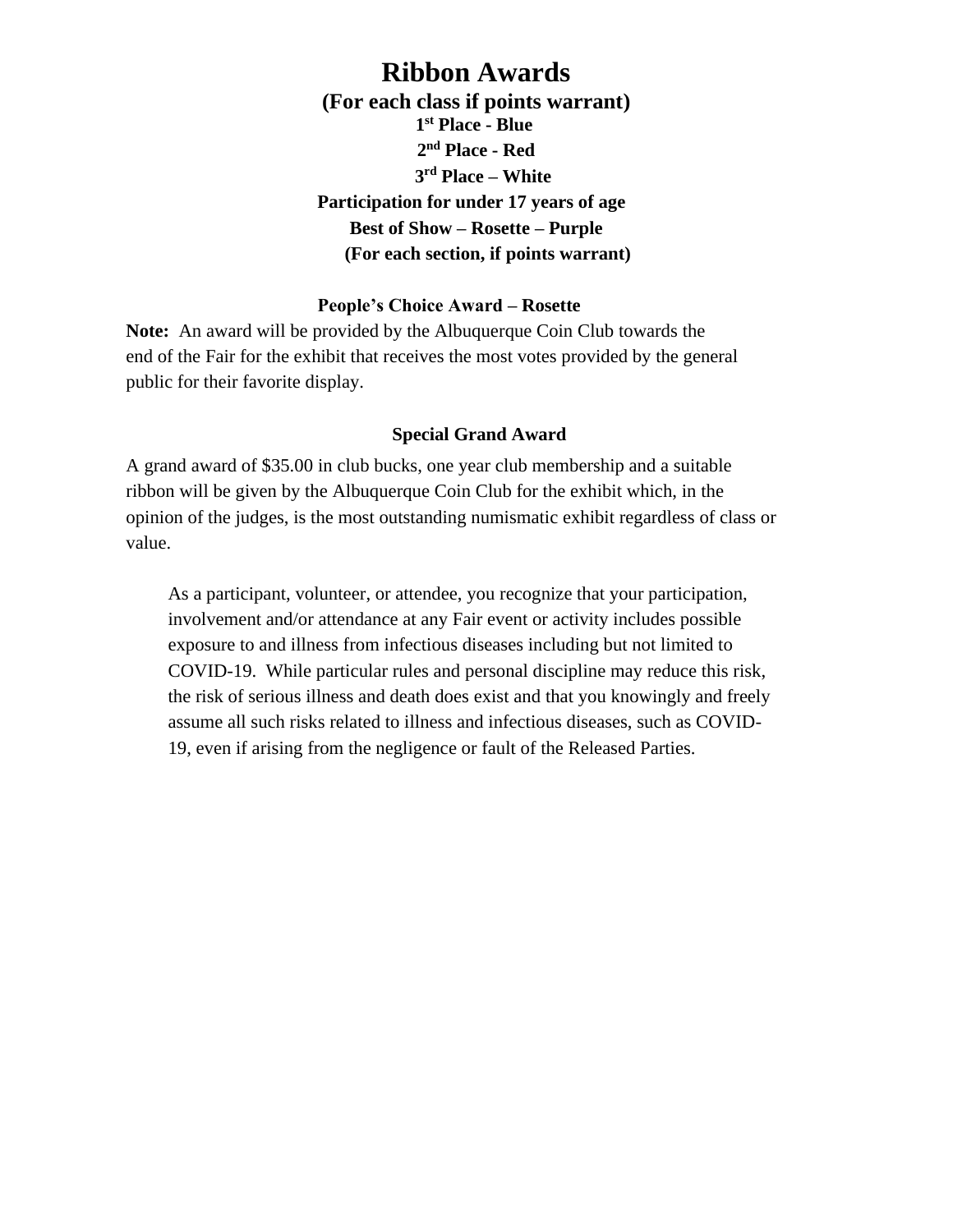# Ribbon Awards

**(For each class if points warrant)**

**1st Place - Blue**

**2nd Place - Red**

**3rd Place – White**

**Participation for under 17 years of age**

**Best of Show – Rosette – Purple**

**(For each section, if points warrant)**

**People's Choice Award – Rosette**

**Note:** An award will be provided by the Albuquerque Coin Club towards the end of the Fair for the exhibit that receives the most votes provided by the general public for their favorite display.

**Special Grand Award**

A grand award of $35.00 in club bucks, one year club membership and a suitable ribbon will be given by the Albuquerque Coin Club for the exhibit which, in the opinion of the judges, is the most outstanding numismatic exhibit regardless of class or value.

As a participant, volunteer, or attendee, you recognize that your participation, involvement and/or attendance at any Fair event or activity includes possible exposure to and illness from infectious diseases including but not limited to COVID-19. While particular rules and personal discipline may reduce this risk, the risk of serious illness and death does exist and that you knowingly and freely assume all such risks related to illness and infectious diseases, such as COVID-19, even if arising from the negligence or fault of the Released Parties.